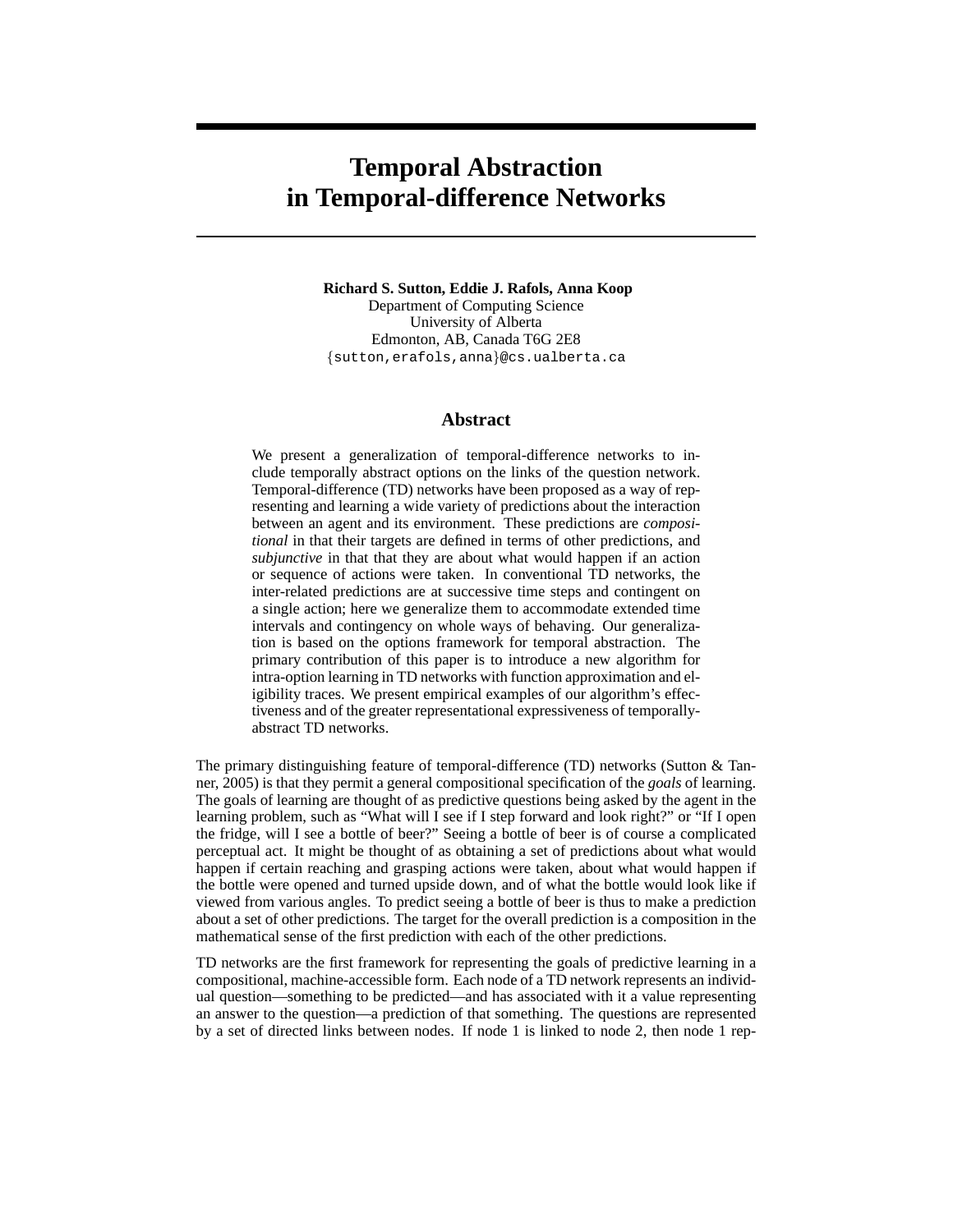# Temporal Abstraction in Temporal-difference Networks

**Richard S. Sutton, Eddie J. Rafols, Anna Koop**
Department of Computing Science
University of Alberta
Edmonton, AB, Canada T6G 2E8
{sutton,erafols,anna}@cs.ualberta.ca

## Abstract

We present a generalization of temporal-difference networks to include temporally abstract options on the links of the question network. Temporal-difference (TD) networks have been proposed as a way of representing and learning a wide variety of predictions about the interaction between an agent and its environment. These predictions are *compositional* in that their targets are defined in terms of other predictions, and *subjunctive* in that that they are about what would happen if an action or sequence of actions were taken. In conventional TD networks, the inter-related predictions are at successive time steps and contingent on a single action; here we generalize them to accommodate extended time intervals and contingency on whole ways of behaving. Our generalization is based on the options framework for temporal abstraction. The primary contribution of this paper is to introduce a new algorithm for intra-option learning in TD networks with function approximation and eligibility traces. We present empirical examples of our algorithm's effectiveness and of the greater representational expressiveness of temporally-abstract TD networks.

The primary distinguishing feature of temporal-difference (TD) networks (Sutton & Tanner, 2005) is that they permit a general compositional specification of the *goals* of learning. The goals of learning are thought of as predictive questions being asked by the agent in the learning problem, such as "What will I see if I step forward and look right?" or "If I open the fridge, will I see a bottle of beer?" Seeing a bottle of beer is of course a complicated perceptual act. It might be thought of as obtaining a set of predictions about what would happen if certain reaching and grasping actions were taken, about what would happen if the bottle were opened and turned upside down, and of what the bottle would look like if viewed from various angles. To predict seeing a bottle of beer is thus to make a prediction about a set of other predictions. The target for the overall prediction is a composition in the mathematical sense of the first prediction with each of the other predictions.

TD networks are the first framework for representing the goals of predictive learning in a compositional, machine-accessible form. Each node of a TD network represents an individual question—something to be predicted—and has associated with it a value representing an answer to the question—a prediction of that something. The questions are represented by a set of directed links between nodes. If node 1 is linked to node 2, then node 1 rep-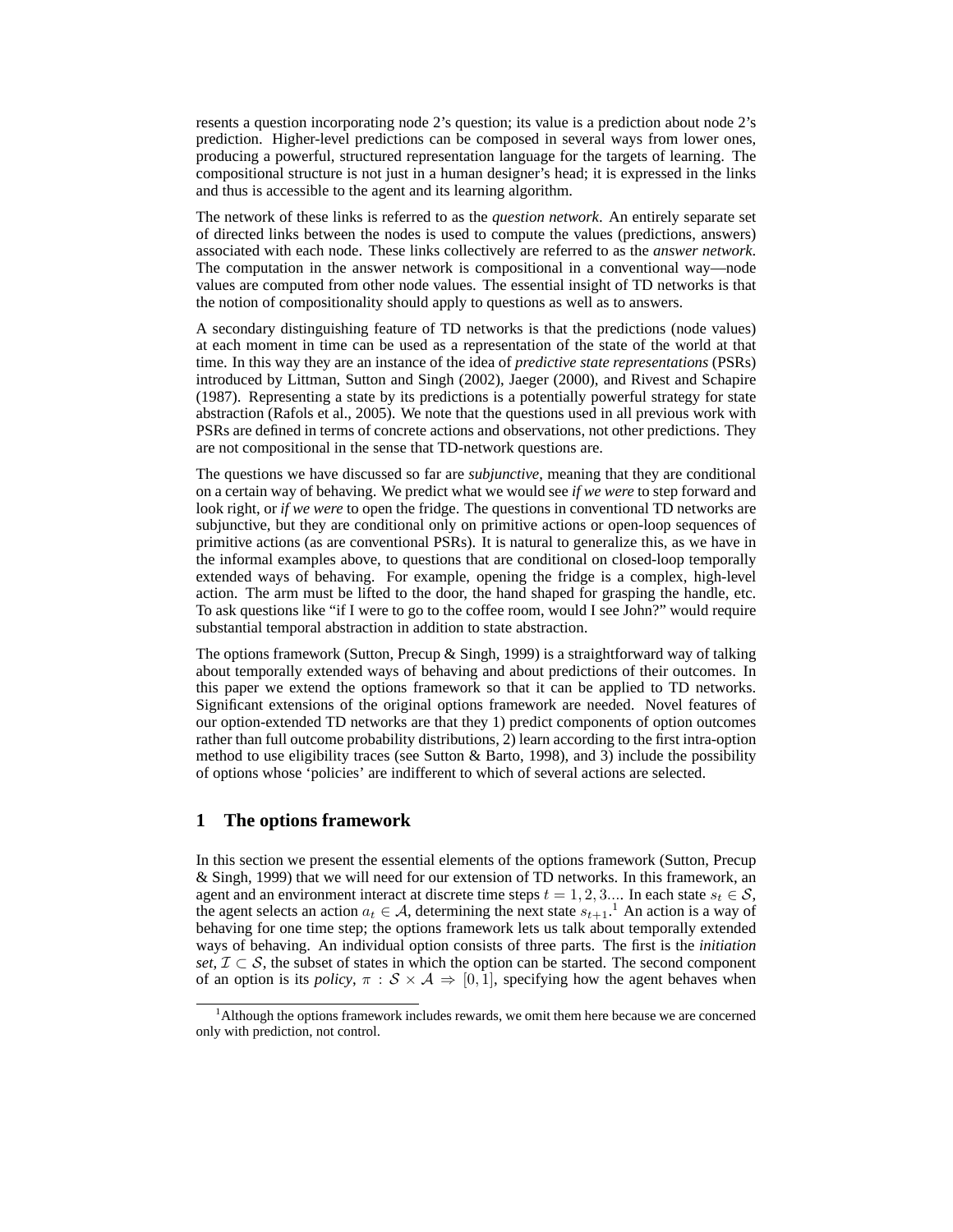resents a question incorporating node 2's question; its value is a prediction about node 2's prediction. Higher-level predictions can be composed in several ways from lower ones, producing a powerful, structured representation language for the targets of learning. The compositional structure is not just in a human designer's head; it is expressed in the links and thus is accessible to the agent and its learning algorithm.

The network of these links is referred to as the *question network*. An entirely separate set of directed links between the nodes is used to compute the values (predictions, answers) associated with each node. These links collectively are referred to as the *answer network*. The computation in the answer network is compositional in a conventional way—node values are computed from other node values. The essential insight of TD networks is that the notion of compositionality should apply to questions as well as to answers.

A secondary distinguishing feature of TD networks is that the predictions (node values) at each moment in time can be used as a representation of the state of the world at that time. In this way they are an instance of the idea of *predictive state representations* (PSRs) introduced by Littman, Sutton and Singh (2002), Jaeger (2000), and Rivest and Schapire (1987). Representing a state by its predictions is a potentially powerful strategy for state abstraction (Rafols et al., 2005). We note that the questions used in all previous work with PSRs are defined in terms of concrete actions and observations, not other predictions. They are not compositional in the sense that TD-network questions are.

The questions we have discussed so far are *subjunctive*, meaning that they are conditional on a certain way of behaving. We predict what we would see *if we were* to step forward and look right, or *if we were* to open the fridge. The questions in conventional TD networks are subjunctive, but they are conditional only on primitive actions or open-loop sequences of primitive actions (as are conventional PSRs). It is natural to generalize this, as we have in the informal examples above, to questions that are conditional on closed-loop temporally extended ways of behaving. For example, opening the fridge is a complex, high-level action. The arm must be lifted to the door, the hand shaped for grasping the handle, etc. To ask questions like "if I were to go to the coffee room, would I see John?" would require substantial temporal abstraction in addition to state abstraction.

The options framework (Sutton, Precup & Singh, 1999) is a straightforward way of talking about temporally extended ways of behaving and about predictions of their outcomes. In this paper we extend the options framework so that it can be applied to TD networks. Significant extensions of the original options framework are needed. Novel features of our option-extended TD networks are that they 1) predict components of option outcomes rather than full outcome probability distributions, 2) learn according to the first intra-option method to use eligibility traces (see Sutton & Barto, 1998), and 3) include the possibility of options whose 'policies' are indifferent to which of several actions are selected.

## 1 The options framework

In this section we present the essential elements of the options framework (Sutton, Precup & Singh, 1999) that we will need for our extension of TD networks. In this framework, an agent and an environment interact at discrete time steps $t = 1, 2, 3....$ In each state $s_t \in \mathcal{S}$, the agent selects an action $a_t \in \mathcal{A}$, determining the next state $s_{t+1}$.[1] An action is a way of behaving for one time step; the options framework lets us talk about temporally extended ways of behaving. An individual option consists of three parts. The first is the *initiation set*, $\mathcal{I} \subset \mathcal{S}$, the subset of states in which the option can be started. The second component of an option is its *policy*, $\pi : \mathcal{S} \times \mathcal{A} \Rightarrow [0, 1]$, specifying how the agent behaves when

[1] Although the options framework includes rewards, we omit them here because we are concerned only with prediction, not control.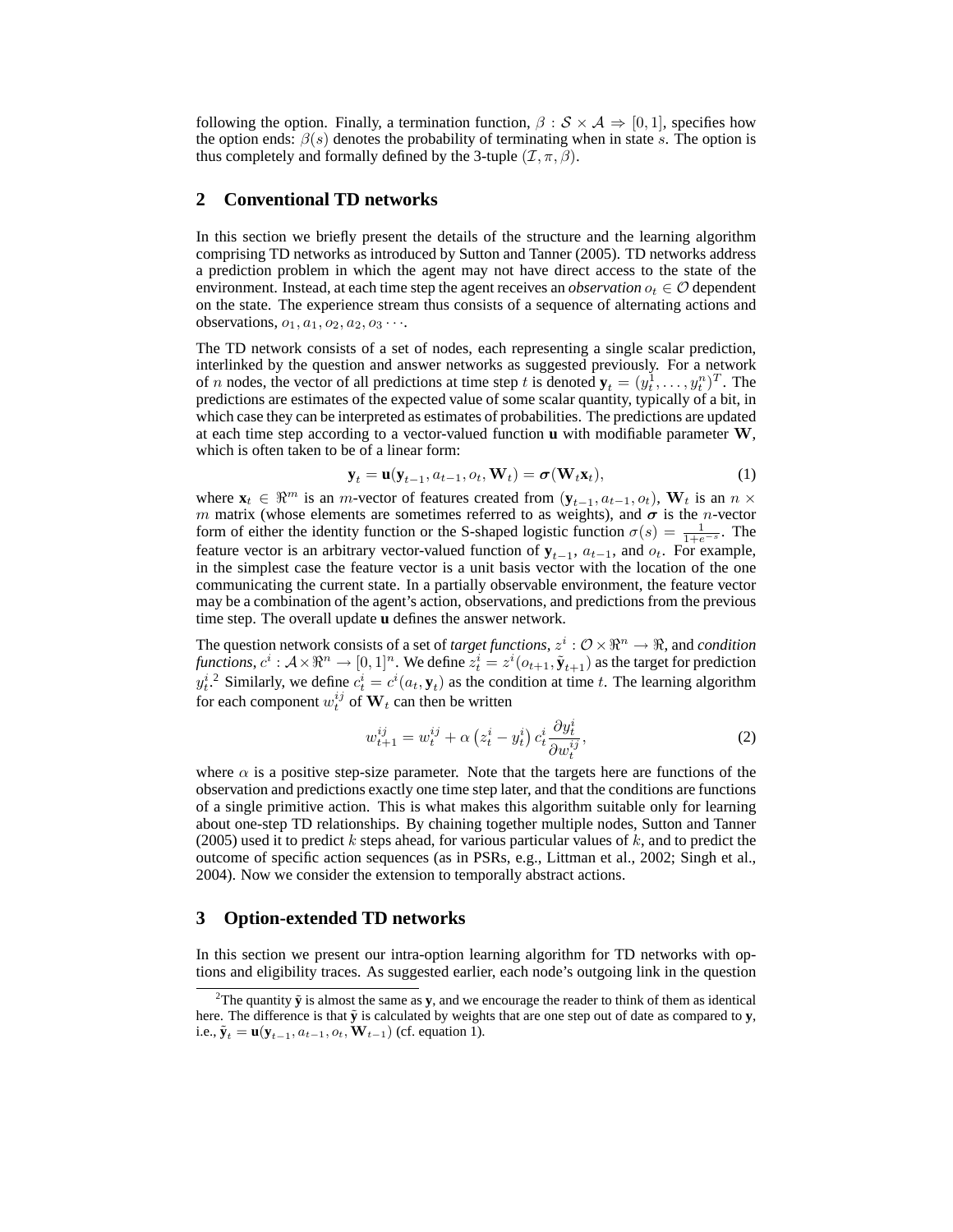following the option. Finally, a termination function, $\beta : \mathcal{S} \times \mathcal{A} \Rightarrow [0, 1]$, specifies how the option ends: $\beta(s)$ denotes the probability of terminating when in state $s$. The option is thus completely and formally defined by the 3-tuple $(\mathcal{I}, \pi, \beta)$.

## 2 Conventional TD networks

In this section we briefly present the details of the structure and the learning algorithm comprising TD networks as introduced by Sutton and Tanner (2005). TD networks address a prediction problem in which the agent may not have direct access to the state of the environment. Instead, at each time step the agent receives an *observation* $o_t \in \mathcal{O}$ dependent on the state. The experience stream thus consists of a sequence of alternating actions and observations, $o_1, a_1, o_2, a_2, o_3 \cdots$.

The TD network consists of a set of nodes, each representing a single scalar prediction, interlinked by the question and answer networks as suggested previously. For a network of $n$ nodes, the vector of all predictions at time step $t$ is denoted $\mathbf{y}_t = (y_t^1, \ldots, y_t^n)^T$. The predictions are estimates of the expected value of some scalar quantity, typically of a bit, in which case they can be interpreted as estimates of probabilities. The predictions are updated at each time step according to a vector-valued function $\mathbf{u}$ with modifiable parameter $\mathbf{W}$, which is often taken to be of a linear form:

$$\mathbf{y}_t = \mathbf{u}(\mathbf{y}_{t-1}, a_{t-1}, o_t, \mathbf{W}_t) = \boldsymbol{\sigma}(\mathbf{W}_t \mathbf{x}_t), \tag{1}$$

where $\mathbf{x}_t \in \Re^m$ is an $m$-vector of features created from $(\mathbf{y}_{t-1}, a_{t-1}, o_t)$, $\mathbf{W}_t$ is an $n \times m$ matrix (whose elements are sometimes referred to as weights), and $\boldsymbol{\sigma}$ is the $n$-vector form of either the identity function or the S-shaped logistic function $\sigma(s) = \frac{1}{1+e^{-s}}$. The feature vector is an arbitrary vector-valued function of $\mathbf{y}_{t-1}$, $a_{t-1}$, and $o_t$. For example, in the simplest case the feature vector is a unit basis vector with the location of the one communicating the current state. In a partially observable environment, the feature vector may be a combination of the agent's action, observations, and predictions from the previous time step. The overall update $\mathbf{u}$ defines the answer network.

The question network consists of a set of *target functions*, $z^i : \mathcal{O} \times \Re^n \rightarrow \Re$, and *condition functions*, $c^i : \mathcal{A} \times \Re^n \rightarrow [0, 1]^n$. We define $z_t^i = z^i(o_{t+1}, \tilde{\mathbf{y}}_{t+1})$ as the target for prediction $y_t^i$.[2] Similarly, we define $c_t^i = c^i(a_t, \mathbf{y}_t)$ as the condition at time $t$. The learning algorithm for each component $w_t^{ij}$ of $\mathbf{W}_t$ can then be written

$$w_{t+1}^{ij} = w_t^{ij} + \alpha \left( z_t^i - y_t^i \right) c_t^i \frac{\partial y_t^i}{\partial w_t^{ij}}, \tag{2}$$

where $\alpha$ is a positive step-size parameter. Note that the targets here are functions of the observation and predictions exactly one time step later, and that the conditions are functions of a single primitive action. This is what makes this algorithm suitable only for learning about one-step TD relationships. By chaining together multiple nodes, Sutton and Tanner (2005) used it to predict $k$ steps ahead, for various particular values of $k$, and to predict the outcome of specific action sequences (as in PSRs, e.g., Littman et al., 2002; Singh et al., 2004). Now we consider the extension to temporally abstract actions.

## 3 Option-extended TD networks

In this section we present our intra-option learning algorithm for TD networks with options and eligibility traces. As suggested earlier, each node's outgoing link in the question

[2] The quantity $\tilde{\mathbf{y}}$ is almost the same as $\mathbf{y}$, and we encourage the reader to think of them as identical here. The difference is that $\tilde{\mathbf{y}}$ is calculated by weights that are one step out of date as compared to $\mathbf{y}$, i.e., $\tilde{\mathbf{y}}_t = \mathbf{u}(\mathbf{y}_{t-1}, a_{t-1}, o_t, \mathbf{W}_{t-1})$ (cf. equation 1).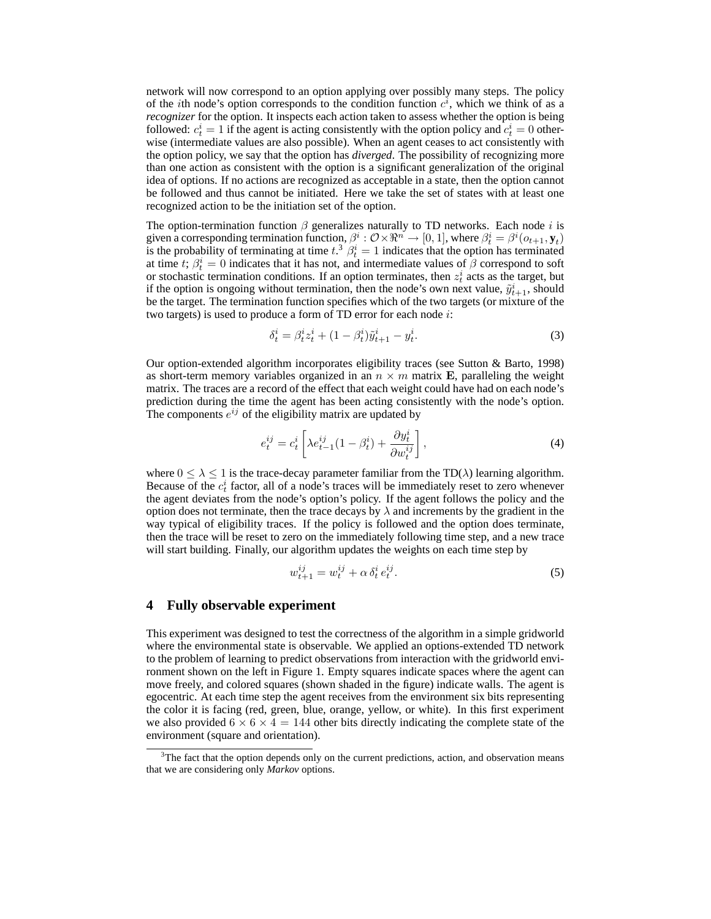network will now correspond to an option applying over possibly many steps. The policy of the $i$th node's option corresponds to the condition function $c^i$, which we think of as a *recognizer* for the option. It inspects each action taken to assess whether the option is being followed: $c^i_t = 1$ if the agent is acting consistently with the option policy and $c^i_t = 0$ otherwise (intermediate values are also possible). When an agent ceases to act consistently with the option policy, we say that the option has *diverged*. The possibility of recognizing more than one action as consistent with the option is a significant generalization of the original idea of options. If no actions are recognized as acceptable in a state, then the option cannot be followed and thus cannot be initiated. Here we take the set of states with at least one recognized action to be the initiation set of the option.

The option-termination function $\beta$ generalizes naturally to TD networks. Each node $i$ is given a corresponding termination function, $\beta^i : \mathcal{O} \times \Re^n \rightarrow [0, 1]$, where $\beta^i_t = \beta^i(o_{t+1}, \mathbf{y}_t)$ is the probability of terminating at time $t$.[3] $\beta^i_t = 1$ indicates that the option has terminated at time $t$; $\beta^i_t = 0$ indicates that it has not, and intermediate values of $\beta$ correspond to soft or stochastic termination conditions. If an option terminates, then $z^i_t$ acts as the target, but if the option is ongoing without termination, then the node's own next value, $\tilde{y}^i_{t+1}$, should be the target. The termination function specifies which of the two targets (or mixture of the two targets) is used to produce a form of TD error for each node $i$:

$$\delta^i_t = \beta^i_t z^i_t + (1 - \beta^i_t)\tilde{y}^i_{t+1} - y^i_t. \tag{3}$$

Our option-extended algorithm incorporates eligibility traces (see Sutton & Barto, 1998) as short-term memory variables organized in an $n \times m$ matrix $\mathbf{E}$, paralleling the weight matrix. The traces are a record of the effect that each weight could have had on each node's prediction during the time the agent has been acting consistently with the node's option. The components $e^{ij}$ of the eligibility matrix are updated by

$$e^{ij}_t = c^i_t \left[ \lambda e^{ij}_{t-1}(1 - \beta^i_t) + \frac{\partial y^i_t}{\partial w^{ij}_t} \right], \tag{4}$$

where $0 \leq \lambda \leq 1$ is the trace-decay parameter familiar from the TD($\lambda$) learning algorithm. Because of the $c^i_t$ factor, all of a node's traces will be immediately reset to zero whenever the agent deviates from the node's option's policy. If the agent follows the policy and the option does not terminate, then the trace decays by $\lambda$ and increments by the gradient in the way typical of eligibility traces. If the policy is followed and the option does terminate, then the trace will be reset to zero on the immediately following time step, and a new trace will start building. Finally, our algorithm updates the weights on each time step by

$$w^{ij}_{t+1} = w^{ij}_t + \alpha\, \delta^i_t\, e^{ij}_t. \tag{5}$$

## 4 Fully observable experiment

This experiment was designed to test the correctness of the algorithm in a simple gridworld where the environmental state is observable. We applied an options-extended TD network to the problem of learning to predict observations from interaction with the gridworld environment shown on the left in Figure 1. Empty squares indicate spaces where the agent can move freely, and colored squares (shown shaded in the figure) indicate walls. The agent is egocentric. At each time step the agent receives from the environment six bits representing the color it is facing (red, green, blue, orange, yellow, or white). In this first experiment we also provided $6 \times 6 \times 4 = 144$ other bits directly indicating the complete state of the environment (square and orientation).

[3] The fact that the option depends only on the current predictions, action, and observation means that we are considering only *Markov* options.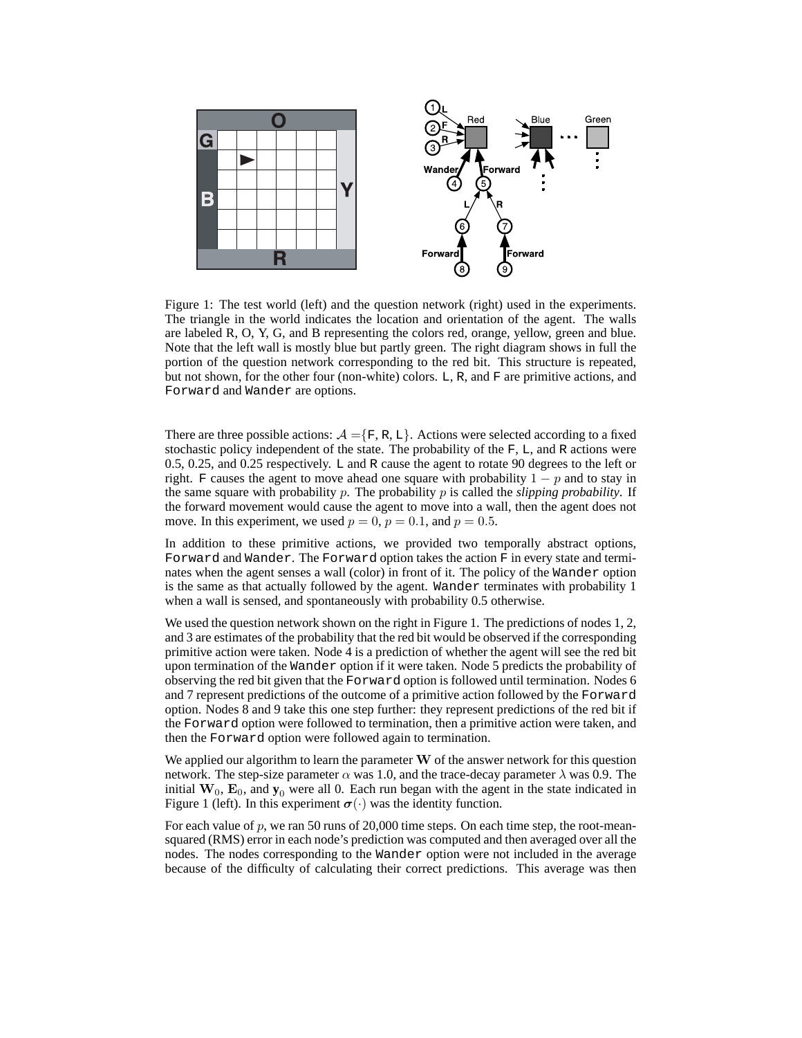Figure 1: The test world (left) and the question network (right) used in the experiments. The triangle in the world indicates the location and orientation of the agent. The walls are labeled R, O, Y, G, and B representing the colors red, orange, yellow, green and blue. Note that the left wall is mostly blue but partly green. The right diagram shows in full the portion of the question network corresponding to the red bit. This structure is repeated, but not shown, for the other four (non-white) colors. L, R, and F are primitive actions, and Forward and Wander are options.

There are three possible actions: $\mathcal{A} = \{\mathsf{F}, \mathsf{R}, \mathsf{L}\}$. Actions were selected according to a fixed stochastic policy independent of the state. The probability of the F, L, and R actions were 0.5, 0.25, and 0.25 respectively. L and R cause the agent to rotate 90 degrees to the left or right. F causes the agent to move ahead one square with probability $1 - p$ and to stay in the same square with probability $p$. The probability $p$ is called the *slipping probability*. If the forward movement would cause the agent to move into a wall, then the agent does not move. In this experiment, we used $p = 0$, $p = 0.1$, and $p = 0.5$.

In addition to these primitive actions, we provided two temporally abstract options, Forward and Wander. The Forward option takes the action F in every state and terminates when the agent senses a wall (color) in front of it. The policy of the Wander option is the same as that actually followed by the agent. Wander terminates with probability 1 when a wall is sensed, and spontaneously with probability 0.5 otherwise.

We used the question network shown on the right in Figure 1. The predictions of nodes 1, 2, and 3 are estimates of the probability that the red bit would be observed if the corresponding primitive action were taken. Node 4 is a prediction of whether the agent will see the red bit upon termination of the Wander option if it were taken. Node 5 predicts the probability of observing the red bit given that the Forward option is followed until termination. Nodes 6 and 7 represent predictions of the outcome of a primitive action followed by the Forward option. Nodes 8 and 9 take this one step further: they represent predictions of the red bit if the Forward option were followed to termination, then a primitive action were taken, and then the Forward option were followed again to termination.

We applied our algorithm to learn the parameter $\mathbf{W}$ of the answer network for this question network. The step-size parameter $\alpha$ was 1.0, and the trace-decay parameter $\lambda$ was 0.9. The initial $\mathbf{W}_0$, $\mathbf{E}_0$, and $\mathbf{y}_0$ were all 0. Each run began with the agent in the state indicated in Figure 1 (left). In this experiment $\boldsymbol{\sigma}(\cdot)$ was the identity function.

For each value of $p$, we ran 50 runs of 20,000 time steps. On each time step, the root-mean-squared (RMS) error in each node's prediction was computed and then averaged over all the nodes. The nodes corresponding to the Wander option were not included in the average because of the difficulty of calculating their correct predictions. This average was then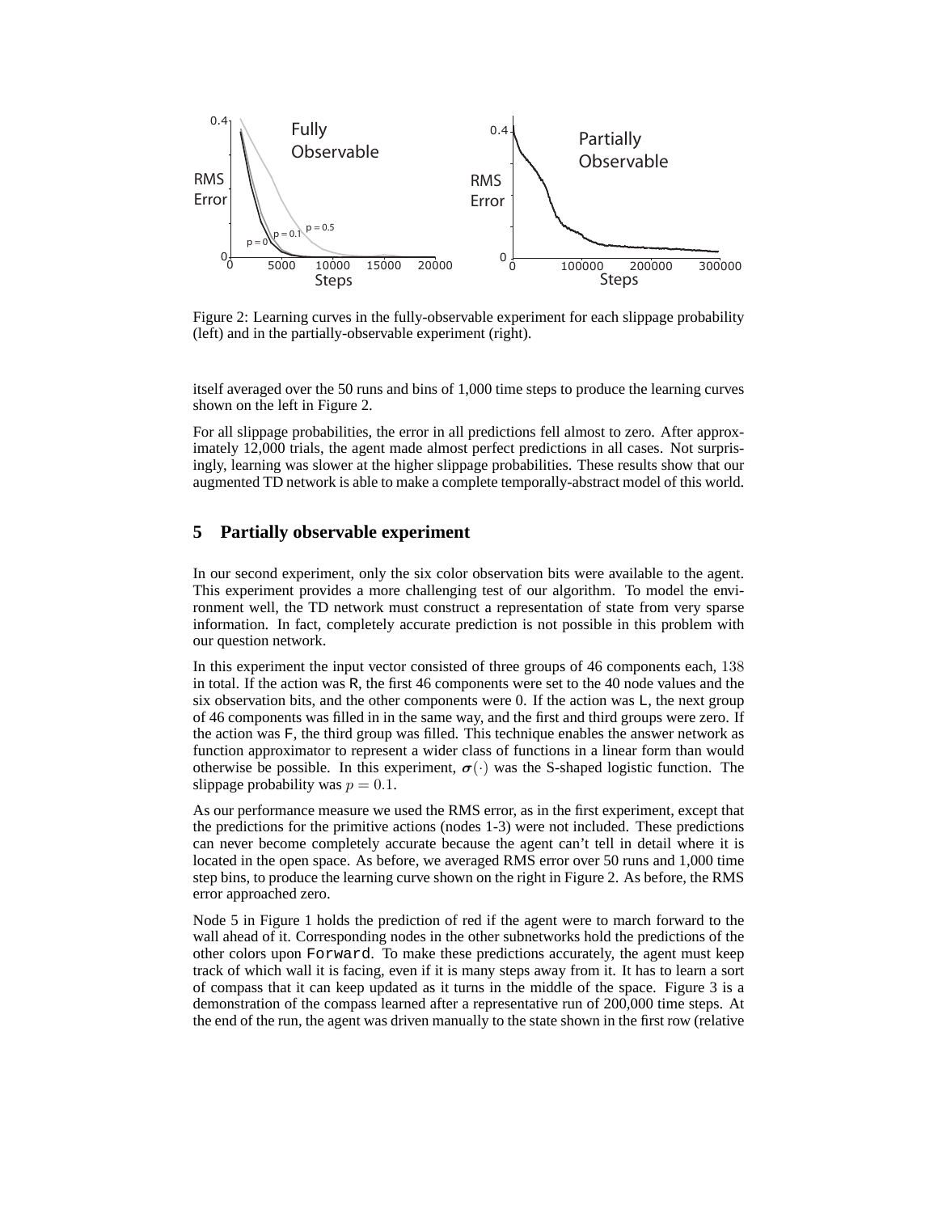Figure 2: Learning curves in the fully-observable experiment for each slippage probability (left) and in the partially-observable experiment (right).

itself averaged over the 50 runs and bins of 1,000 time steps to produce the learning curves shown on the left in Figure 2.

For all slippage probabilities, the error in all predictions fell almost to zero. After approximately 12,000 trials, the agent made almost perfect predictions in all cases. Not surprisingly, learning was slower at the higher slippage probabilities. These results show that our augmented TD network is able to make a complete temporally-abstract model of this world.

## 5 Partially observable experiment

In our second experiment, only the six color observation bits were available to the agent. This experiment provides a more challenging test of our algorithm. To model the environment well, the TD network must construct a representation of state from very sparse information. In fact, completely accurate prediction is not possible in this problem with our question network.

In this experiment the input vector consisted of three groups of 46 components each, $138$ in total. If the action was R, the first 46 components were set to the 40 node values and the six observation bits, and the other components were 0. If the action was L, the next group of 46 components was filled in in the same way, and the first and third groups were zero. If the action was F, the third group was filled. This technique enables the answer network as function approximator to represent a wider class of functions in a linear form than would otherwise be possible. In this experiment, $\boldsymbol{\sigma}(\cdot)$ was the S-shaped logistic function. The slippage probability was $p = 0.1$.

As our performance measure we used the RMS error, as in the first experiment, except that the predictions for the primitive actions (nodes 1-3) were not included. These predictions can never become completely accurate because the agent can't tell in detail where it is located in the open space. As before, we averaged RMS error over 50 runs and 1,000 time step bins, to produce the learning curve shown on the right in Figure 2. As before, the RMS error approached zero.

Node 5 in Figure 1 holds the prediction of red if the agent were to march forward to the wall ahead of it. Corresponding nodes in the other subnetworks hold the predictions of the other colors upon Forward. To make these predictions accurately, the agent must keep track of which wall it is facing, even if it is many steps away from it. It has to learn a sort of compass that it can keep updated as it turns in the middle of the space. Figure 3 is a demonstration of the compass learned after a representative run of 200,000 time steps. At the end of the run, the agent was driven manually to the state shown in the first row (relative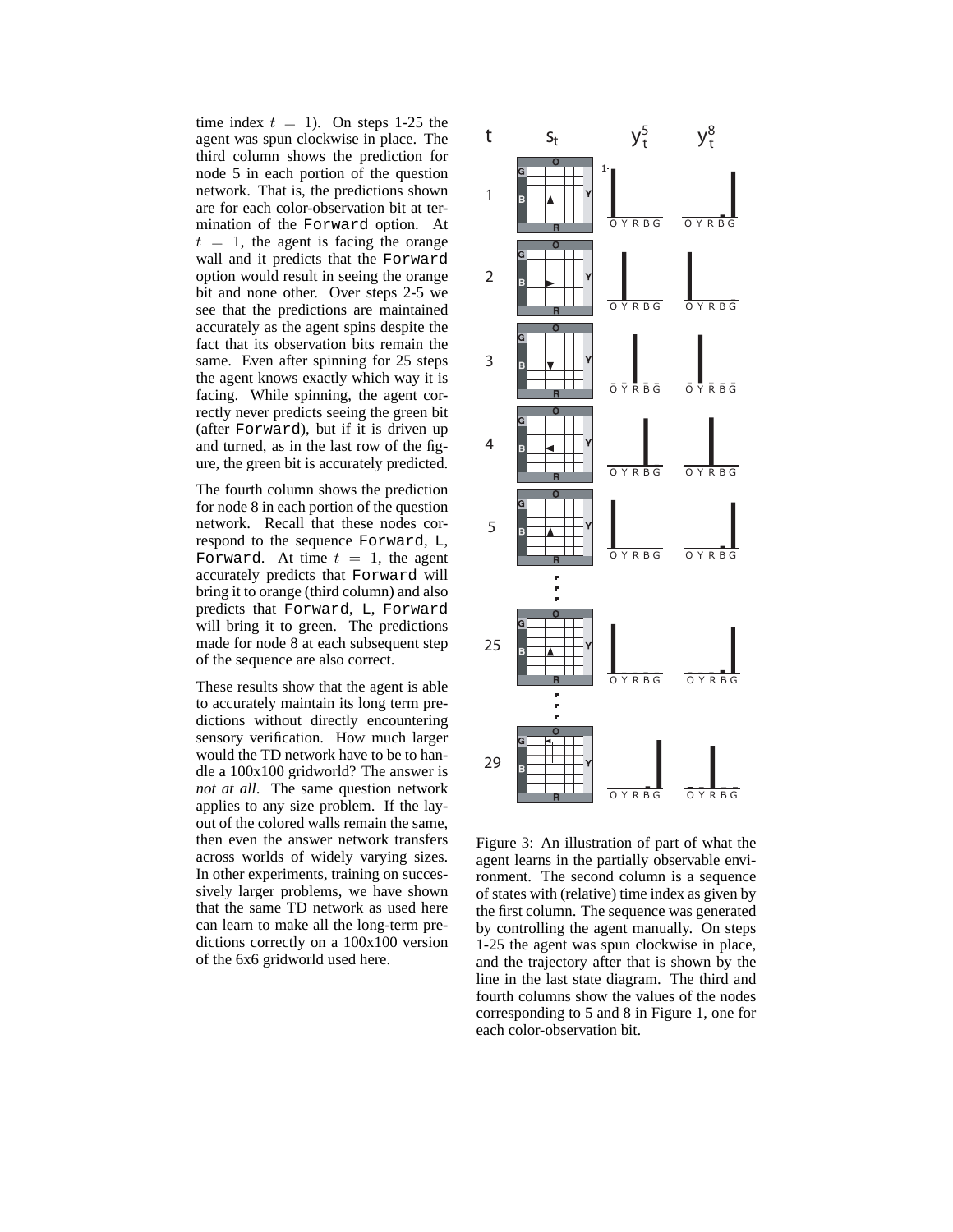time index $t = 1$). On steps 1-25 the agent was spun clockwise in place. The third column shows the prediction for node 5 in each portion of the question network. That is, the predictions shown are for each color-observation bit at termination of the `Forward` option. At $t = 1$, the agent is facing the orange wall and it predicts that the `Forward` option would result in seeing the orange bit and none other. Over steps 2-5 we see that the predictions are maintained accurately as the agent spins despite the fact that its observation bits remain the same. Even after spinning for 25 steps the agent knows exactly which way it is facing. While spinning, the agent correctly never predicts seeing the green bit (after `Forward`), but if it is driven up and turned, as in the last row of the figure, the green bit is accurately predicted.

The fourth column shows the prediction for node 8 in each portion of the question network. Recall that these nodes correspond to the sequence `Forward`, `L`, `Forward`. At time $t = 1$, the agent accurately predicts that `Forward` will bring it to orange (third column) and also predicts that `Forward`, `L`, `Forward` will bring it to green. The predictions made for node 8 at each subsequent step of the sequence are also correct.

These results show that the agent is able to accurately maintain its long term predictions without directly encountering sensory verification. How much larger would the TD network have to be to handle a 100x100 gridworld? The answer is *not at all*. The same question network applies to any size problem. If the layout of the colored walls remain the same, then even the answer network transfers across worlds of widely varying sizes. In other experiments, training on successively larger problems, we have shown that the same TD network as used here can learn to make all the long-term predictions correctly on a 100x100 version of the 6x6 gridworld used here.

Figure 3: An illustration of part of what the agent learns in the partially observable environment. The second column is a sequence of states with (relative) time index as given by the first column. The sequence was generated by controlling the agent manually. On steps 1-25 the agent was spun clockwise in place, and the trajectory after that is shown by the line in the last state diagram. The third and fourth columns show the values of the nodes corresponding to 5 and 8 in Figure 1, one for each color-observation bit.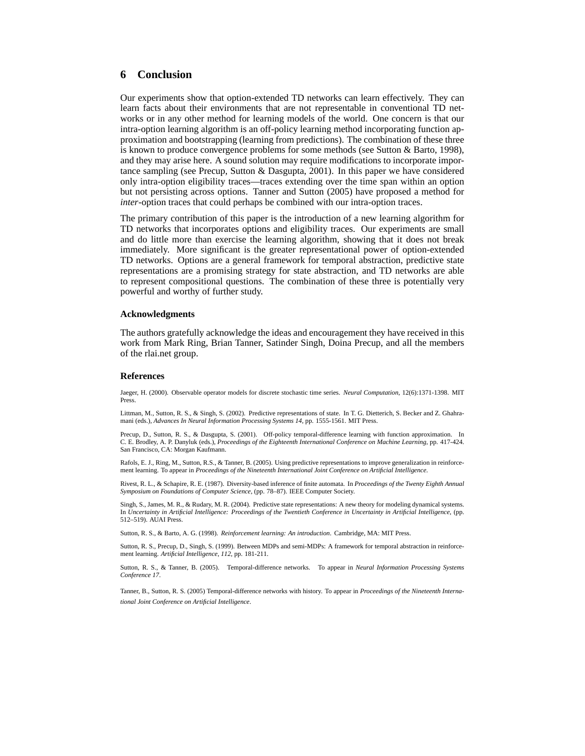## 6 Conclusion

Our experiments show that option-extended TD networks can learn effectively. They can learn facts about their environments that are not representable in conventional TD networks or in any other method for learning models of the world. One concern is that our intra-option learning algorithm is an off-policy learning method incorporating function approximation and bootstrapping (learning from predictions). The combination of these three is known to produce convergence problems for some methods (see Sutton & Barto, 1998), and they may arise here. A sound solution may require modifications to incorporate importance sampling (see Precup, Sutton & Dasgupta, 2001). In this paper we have considered only intra-option eligibility traces—traces extending over the time span within an option but not persisting across options. Tanner and Sutton (2005) have proposed a method for *inter*-option traces that could perhaps be combined with our intra-option traces.

The primary contribution of this paper is the introduction of a new learning algorithm for TD networks that incorporates options and eligibility traces. Our experiments are small and do little more than exercise the learning algorithm, showing that it does not break immediately. More significant is the greater representational power of option-extended TD networks. Options are a general framework for temporal abstraction, predictive state representations are a promising strategy for state abstraction, and TD networks are able to represent compositional questions. The combination of these three is potentially very powerful and worthy of further study.

### Acknowledgments

The authors gratefully acknowledge the ideas and encouragement they have received in this work from Mark Ring, Brian Tanner, Satinder Singh, Doina Precup, and all the members of the rlai.net group.

### References

Jaeger, H. (2000). Observable operator models for discrete stochastic time series. *Neural Computation*, 12(6):1371-1398. MIT Press.

Littman, M., Sutton, R. S., & Singh, S. (2002). Predictive representations of state. In T. G. Dietterich, S. Becker and Z. Ghahramani (eds.), *Advances In Neural Information Processing Systems 14*, pp. 1555-1561. MIT Press.

Precup, D., Sutton, R. S., & Dasgupta, S. (2001). Off-policy temporal-difference learning with function approximation. In C. E. Brodley, A. P. Danyluk (eds.), *Proceedings of the Eighteenth International Conference on Machine Learning*, pp. 417-424. San Francisco, CA: Morgan Kaufmann.

Rafols, E. J., Ring, M., Sutton, R.S., & Tanner, B. (2005). Using predictive representations to improve generalization in reinforcement learning. To appear in *Proceedings of the Nineteenth International Joint Conference on Artificial Intelligence*.

Rivest, R. L., & Schapire, R. E. (1987). Diversity-based inference of finite automata. In *Proceedings of the Twenty Eighth Annual Symposium on Foundations of Computer Science*, (pp. 78–87). IEEE Computer Society.

Singh, S., James, M. R., & Rudary, M. R. (2004). Predictive state representations: A new theory for modeling dynamical systems. In *Uncertainty in Artificial Intelligence: Proceedings of the Twentieth Conference in Uncertainty in Artificial Intelligence*, (pp. 512–519). AUAI Press.

Sutton, R. S., & Barto, A. G. (1998). *Reinforcement learning: An introduction*. Cambridge, MA: MIT Press.

Sutton, R. S., Precup, D., Singh, S. (1999). Between MDPs and semi-MDPs: A framework for temporal abstraction in reinforcement learning. *Artificial Intelligence, 112*, pp. 181-211.

Sutton, R. S., & Tanner, B. (2005). Temporal-difference networks. To appear in *Neural Information Processing Systems Conference 17*.

Tanner, B., Sutton, R. S. (2005) Temporal-difference networks with history. To appear in *Proceedings of the Nineteenth International Joint Conference on Artificial Intelligence*.